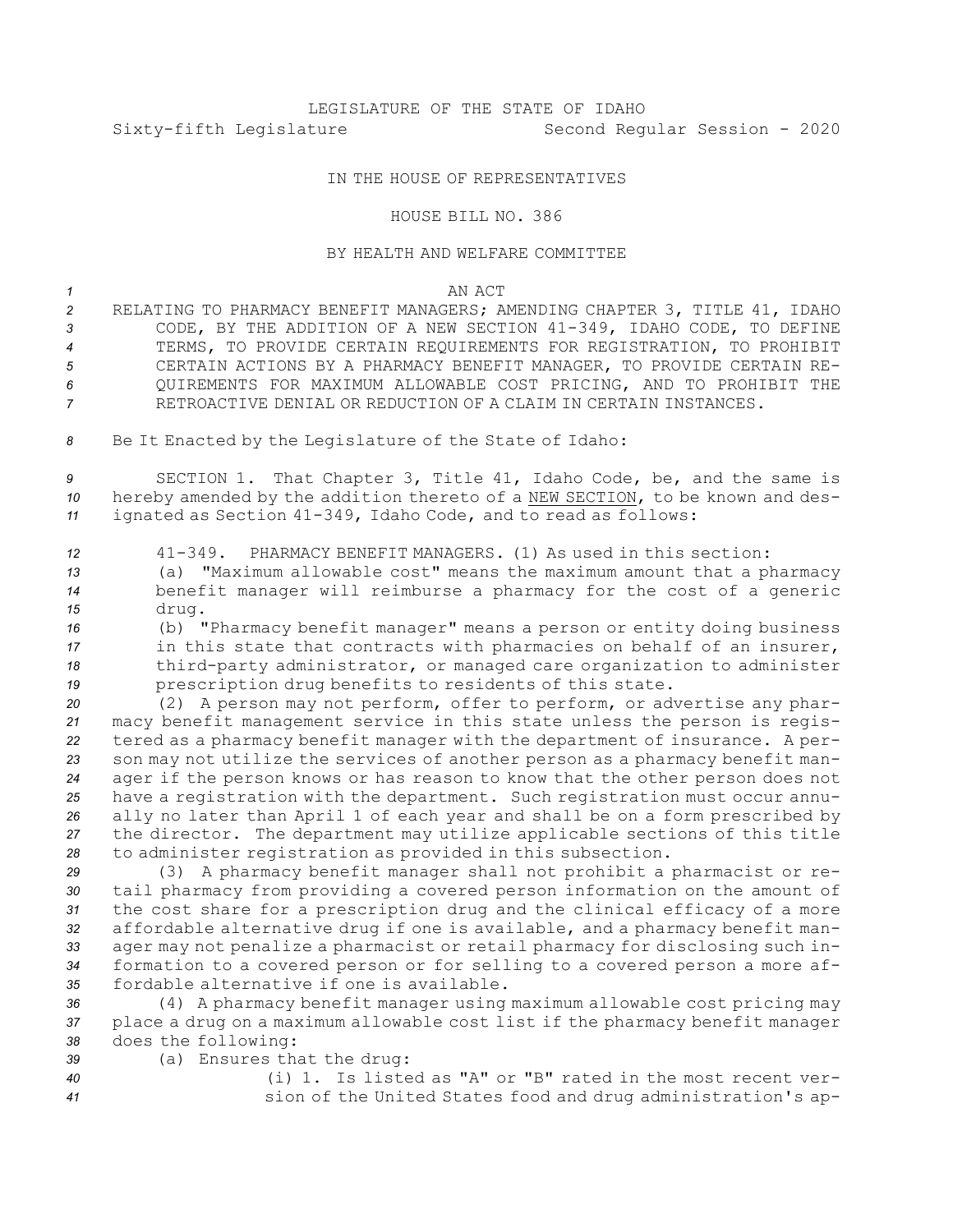LEGISLATURE OF THE STATE OF IDAHO

Sixty-fifth Legislature Second Regular Session - 2020

IN THE HOUSE OF REPRESENTATIVES

HOUSE BILL NO. 386

BY HEALTH AND WELFARE COMMITTEE

AN ACT

RELATING TO PHARMACY BENEFIT MANAGERS; AMENDING CHAPTER 3, TITLE 41, IDAHO CODE, BY THE ADDITION OF A NEW SECTION 41-349, IDAHO CODE, TO DEFINE TERMS, TO PROVIDE CERTAIN REQUIREMENTS FOR REGISTRATION, TO PROHIBIT CERTAIN ACTIONS BY A PHARMACY BENEFIT MANAGER, TO PROVIDE CERTAIN REQUIREMENTS FOR MAXIMUM ALLOWABLE COST PRICING, AND TO PROHIBIT THE RETROACTIVE DENIAL OR REDUCTION OF A CLAIM IN CERTAIN INSTANCES.

Be It Enacted by the Legislature of the State of Idaho:

SECTION 1. That Chapter 3, Title 41, Idaho Code, be, and the same is hereby amended by the addition thereto of a NEW SECTION, to be known and designated as Section 41-349, Idaho Code, and to read as follows:

41-349. PHARMACY BENEFIT MANAGERS. (1) As used in this section:

(a) "Maximum allowable cost" means the maximum amount that a pharmacy benefit manager will reimburse a pharmacy for the cost of a generic drug.

(b) "Pharmacy benefit manager" means a person or entity doing business in this state that contracts with pharmacies on behalf of an insurer, third-party administrator, or managed care organization to administer prescription drug benefits to residents of this state.

(2) A person may not perform, offer to perform, or advertise any pharmacy benefit management service in this state unless the person is registered as a pharmacy benefit manager with the department of insurance. A person may not utilize the services of another person as a pharmacy benefit manager if the person knows or has reason to know that the other person does not have a registration with the department. Such registration must occur annually no later than April 1 of each year and shall be on a form prescribed by the director. The department may utilize applicable sections of this title to administer registration as provided in this subsection.

(3) A pharmacy benefit manager shall not prohibit a pharmacist or retail pharmacy from providing a covered person information on the amount of the cost share for a prescription drug and the clinical efficacy of a more affordable alternative drug if one is available, and a pharmacy benefit manager may not penalize a pharmacist or retail pharmacy for disclosing such information to a covered person or for selling to a covered person a more affordable alternative if one is available.

(4) A pharmacy benefit manager using maximum allowable cost pricing may place a drug on a maximum allowable cost list if the pharmacy benefit manager does the following:

(a) Ensures that the drug:

(i) 1. Is listed as "A" or "B" rated in the most recent version of the United States food and drug administration's ap-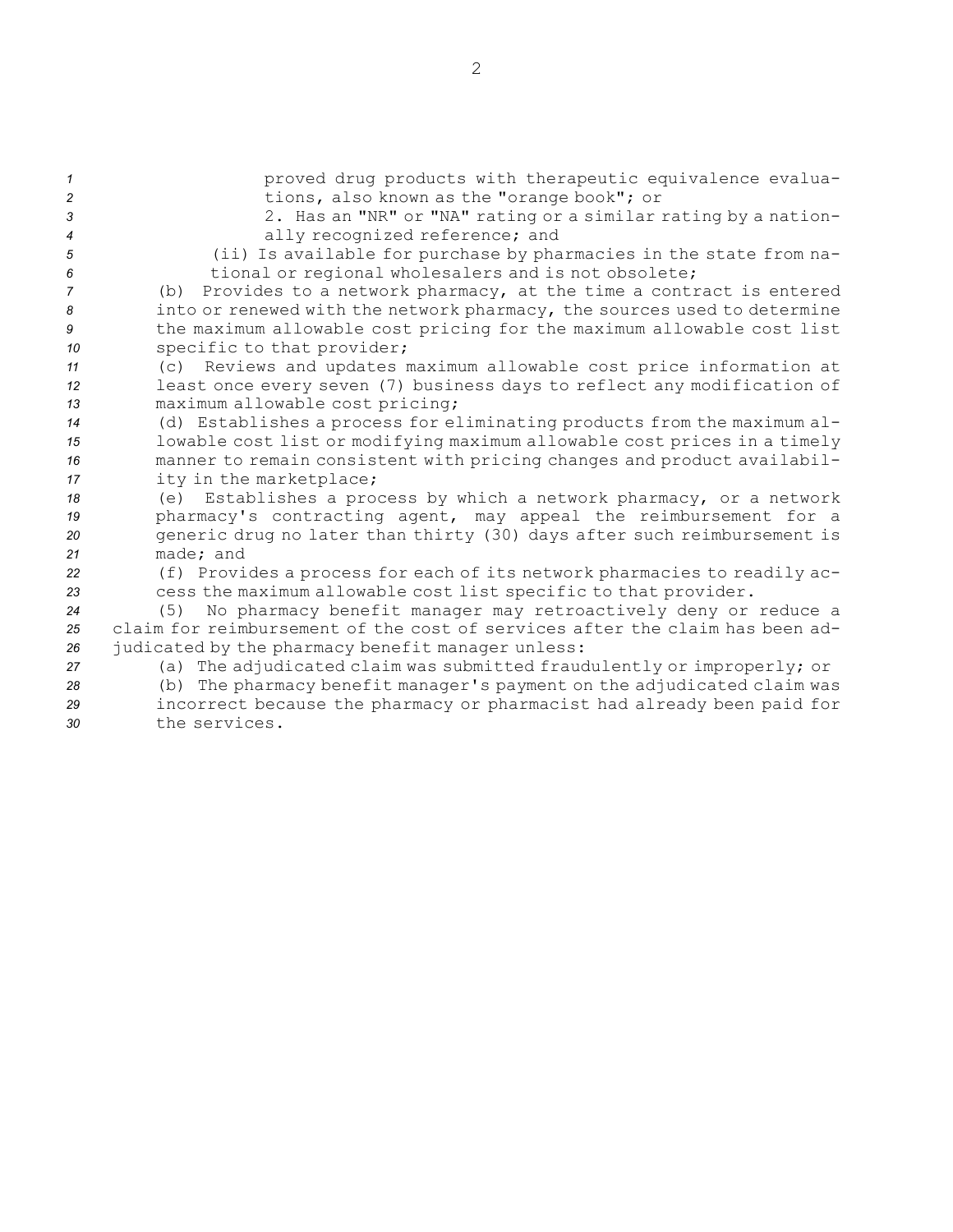proved drug products with therapeutic equivalence evaluations, also known as the "orange book"; or

2. Has an "NR" or "NA" rating or a similar rating by a nationally recognized reference; and

(ii) Is available for purchase by pharmacies in the state from national or regional wholesalers and is not obsolete;

(b) Provides to a network pharmacy, at the time a contract is entered into or renewed with the network pharmacy, the sources used to determine the maximum allowable cost pricing for the maximum allowable cost list specific to that provider;

(c) Reviews and updates maximum allowable cost price information at least once every seven (7) business days to reflect any modification of maximum allowable cost pricing;

(d) Establishes a process for eliminating products from the maximum allowable cost list or modifying maximum allowable cost prices in a timely manner to remain consistent with pricing changes and product availability in the marketplace;

(e) Establishes a process by which a network pharmacy, or a network pharmacy's contracting agent, may appeal the reimbursement for a generic drug no later than thirty (30) days after such reimbursement is made; and

(f) Provides a process for each of its network pharmacies to readily access the maximum allowable cost list specific to that provider.

(5) No pharmacy benefit manager may retroactively deny or reduce a claim for reimbursement of the cost of services after the claim has been adjudicated by the pharmacy benefit manager unless:

(a) The adjudicated claim was submitted fraudulently or improperly; or

(b) The pharmacy benefit manager's payment on the adjudicated claim was incorrect because the pharmacy or pharmacist had already been paid for the services.